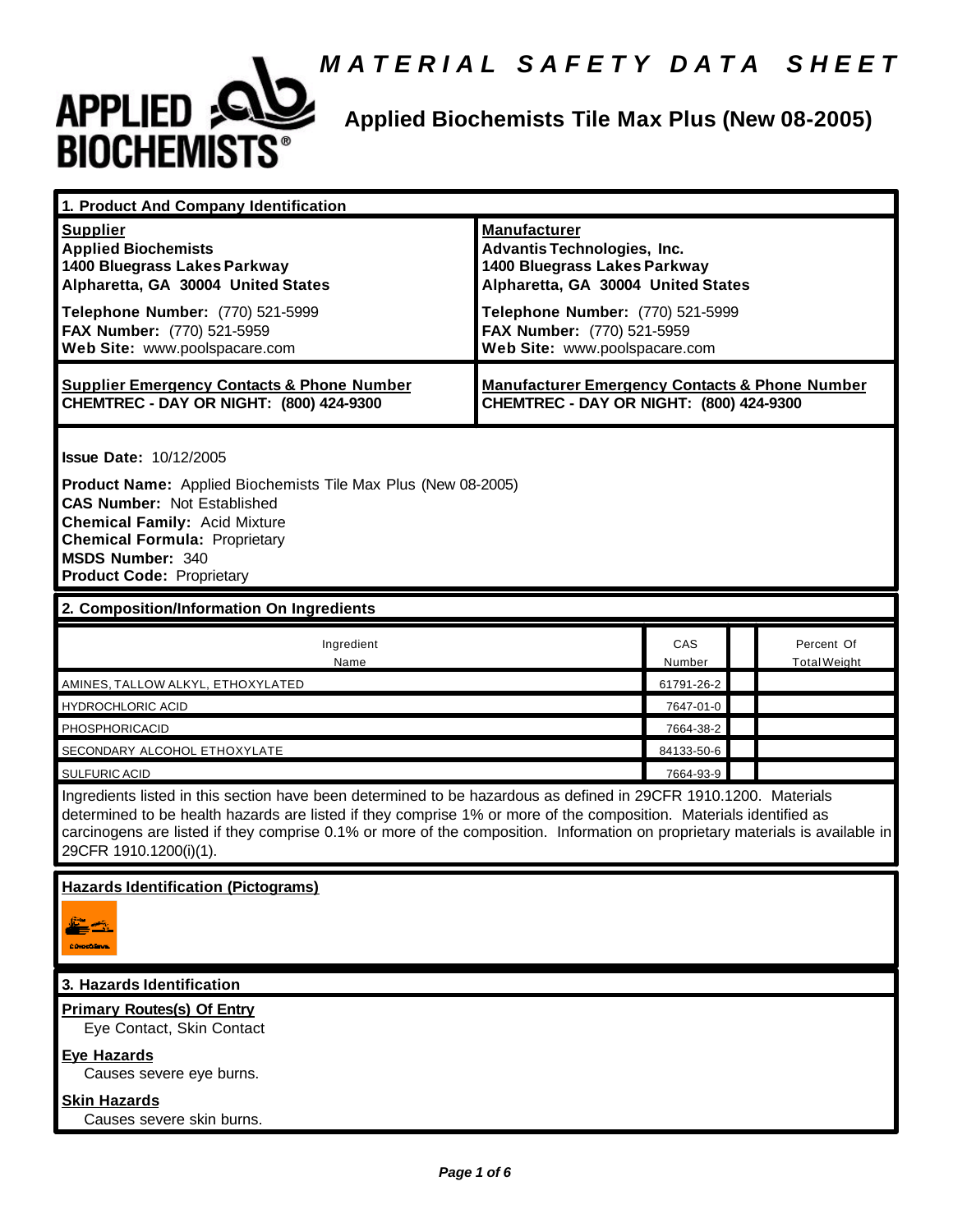# MATERIAL SAFETY DATA SHEET

## Applied Biochemists Tile Max Plus (New 08-2005)

## 1. Product And Company Identification

| Supplier | Manufacturer |
|---|---|
| **Applied Biochemists**<br>**1400 Bluegrass Lakes Parkway**<br>**Alpharetta, GA 30004 United States** | **Advantis Technologies, Inc.**<br>**1400 Bluegrass Lakes Parkway**<br>**Alpharetta, GA 30004 United States** |
| **Telephone Number:** (770) 521-5999<br>**FAX Number:** (770) 521-5959<br>**Web Site:** www.poolspacare.com | **Telephone Number:** (770) 521-5999<br>**FAX Number:** (770) 521-5959<br>**Web Site:** www.poolspacare.com |
| **Supplier Emergency Contacts & Phone Number**<br>**CHEMTREC - DAY OR NIGHT: (800) 424-9300** | **Manufacturer Emergency Contacts & Phone Number**<br>**CHEMTREC - DAY OR NIGHT: (800) 424-9300** |

**Issue Date:** 10/12/2005

**Product Name:** Applied Biochemists Tile Max Plus (New 08-2005)
**CAS Number:** Not Established
**Chemical Family:** Acid Mixture
**Chemical Formula:** Proprietary
**MSDS Number:** 340
**Product Code:** Proprietary

## 2. Composition/Information On Ingredients

| Ingredient Name | CAS Number | | Percent Of Total Weight |
|---|---|---|---|
| AMINES, TALLOW ALKYL, ETHOXYLATED | 61791-26-2 | | |
| HYDROCHLORIC ACID | 7647-01-0 | | |
| PHOSPHORICACID | 7664-38-2 | | |
| SECONDARY ALCOHOL ETHOXYLATE | 84133-50-6 | | |
| SULFURIC ACID | 7664-93-9 | | |

Ingredients listed in this section have been determined to be hazardous as defined in 29CFR 1910.1200. Materials determined to be health hazards are listed if they comprise 1% or more of the composition. Materials identified as carcinogens are listed if they comprise 0.1% or more of the composition. Information on proprietary materials is available in 29CFR 1910.1200(i)(1).

**Hazards Identification (Pictograms)**

## 3. Hazards Identification

**Primary Routes(s) Of Entry**
Eye Contact, Skin Contact

**Eye Hazards**
Causes severe eye burns.

**Skin Hazards**
Causes severe skin burns.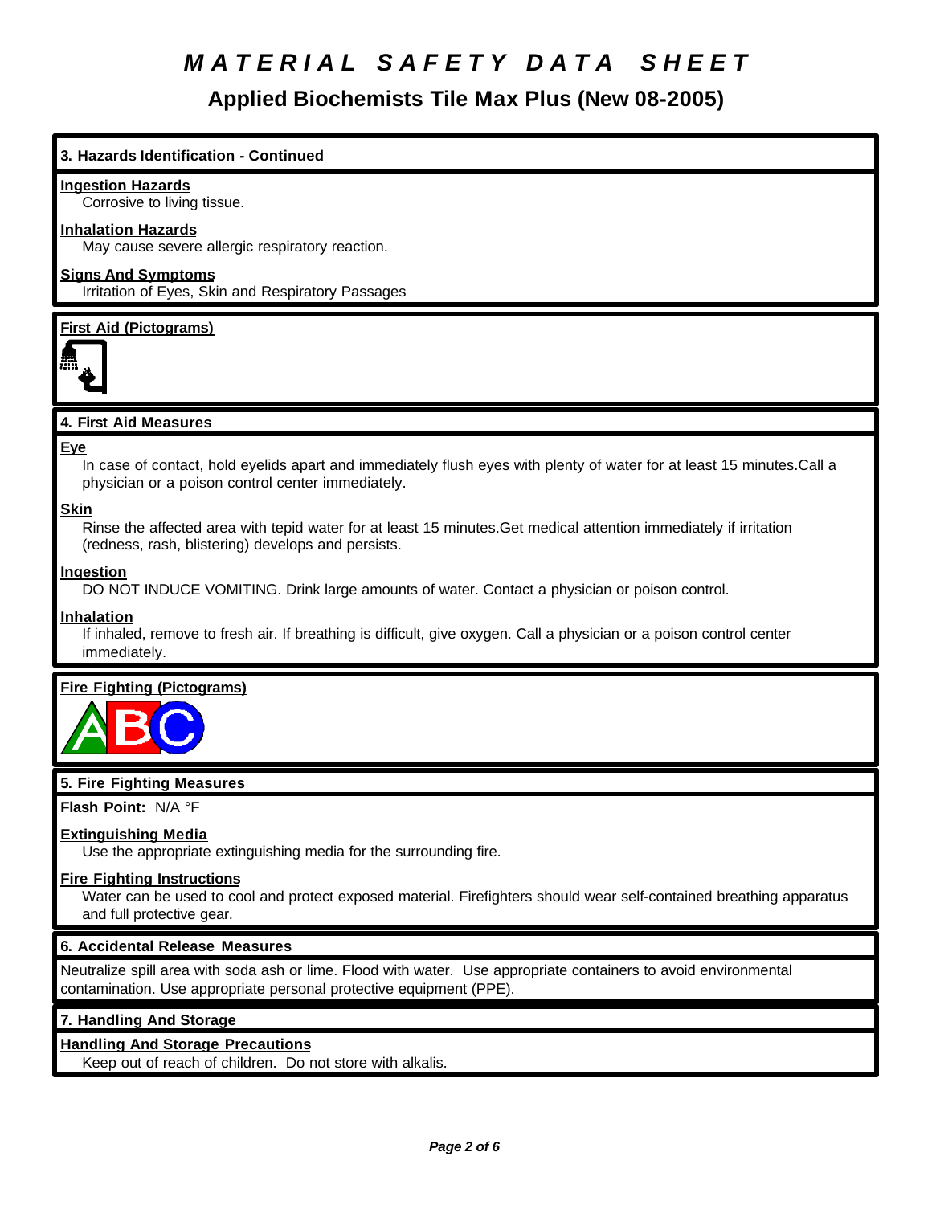# MATERIAL SAFETY DATA SHEET

## Applied Biochemists Tile Max Plus (New 08-2005)

### 3. Hazards Identification - Continued

**Ingestion Hazards**
Corrosive to living tissue.

**Inhalation Hazards**
May cause severe allergic respiratory reaction.

**Signs And Symptoms**
Irritation of Eyes, Skin and Respiratory Passages

**First Aid (Pictograms)**

### 4. First Aid Measures

**Eye**
In case of contact, hold eyelids apart and immediately flush eyes with plenty of water for at least 15 minutes.Call a physician or a poison control center immediately.

**Skin**
Rinse the affected area with tepid water for at least 15 minutes.Get medical attention immediately if irritation (redness, rash, blistering) develops and persists.

**Ingestion**
DO NOT INDUCE VOMITING. Drink large amounts of water. Contact a physician or poison control.

**Inhalation**
If inhaled, remove to fresh air. If breathing is difficult, give oxygen. Call a physician or a poison control center immediately.

**Fire Fighting (Pictograms)**

### 5. Fire Fighting Measures

**Flash Point:** N/A °F

**Extinguishing Media**
Use the appropriate extinguishing media for the surrounding fire.

**Fire Fighting Instructions**
Water can be used to cool and protect exposed material. Firefighters should wear self-contained breathing apparatus and full protective gear.

### 6. Accidental Release Measures

Neutralize spill area with soda ash or lime. Flood with water. Use appropriate containers to avoid environmental contamination. Use appropriate personal protective equipment (PPE).

### 7. Handling And Storage

**Handling And Storage Precautions**
Keep out of reach of children. Do not store with alkalis.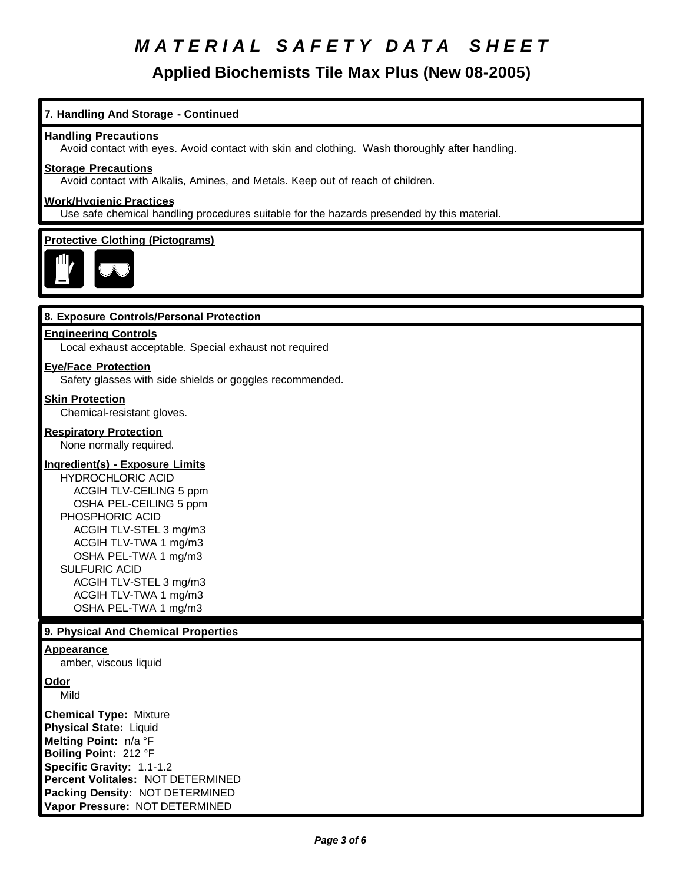# MATERIAL SAFETY DATA SHEET

## Applied Biochemists Tile Max Plus (New 08-2005)

### 7. Handling And Storage - Continued

**Handling Precautions**
Avoid contact with eyes. Avoid contact with skin and clothing. Wash thoroughly after handling.

**Storage Precautions**
Avoid contact with Alkalis, Amines, and Metals. Keep out of reach of children.

**Work/Hygienic Practices**
Use safe chemical handling procedures suitable for the hazards presended by this material.

**Protective Clothing (Pictograms)**

### 8. Exposure Controls/Personal Protection

**Engineering Controls**
Local exhaust acceptable. Special exhaust not required

**Eye/Face Protection**
Safety glasses with side shields or goggles recommended.

**Skin Protection**
Chemical-resistant gloves.

**Respiratory Protection**
None normally required.

**Ingredient(s) - Exposure Limits**

HYDROCHLORIC ACID
- ACGIH TLV-CEILING 5 ppm
- OSHA PEL-CEILING 5 ppm

PHOSPHORIC ACID
- ACGIH TLV-STEL 3 mg/m3
- ACGIH TLV-TWA 1 mg/m3
- OSHA PEL-TWA 1 mg/m3

SULFURIC ACID
- ACGIH TLV-STEL 3 mg/m3
- ACGIH TLV-TWA 1 mg/m3
- OSHA PEL-TWA 1 mg/m3

### 9. Physical And Chemical Properties

**Appearance**
amber, viscous liquid

**Odor**
Mild

**Chemical Type:** Mixture
**Physical State:** Liquid
**Melting Point:** n/a °F
**Boiling Point:** 212 °F
**Specific Gravity:** 1.1-1.2
**Percent Volitales:** NOT DETERMINED
**Packing Density:** NOT DETERMINED
**Vapor Pressure:** NOT DETERMINED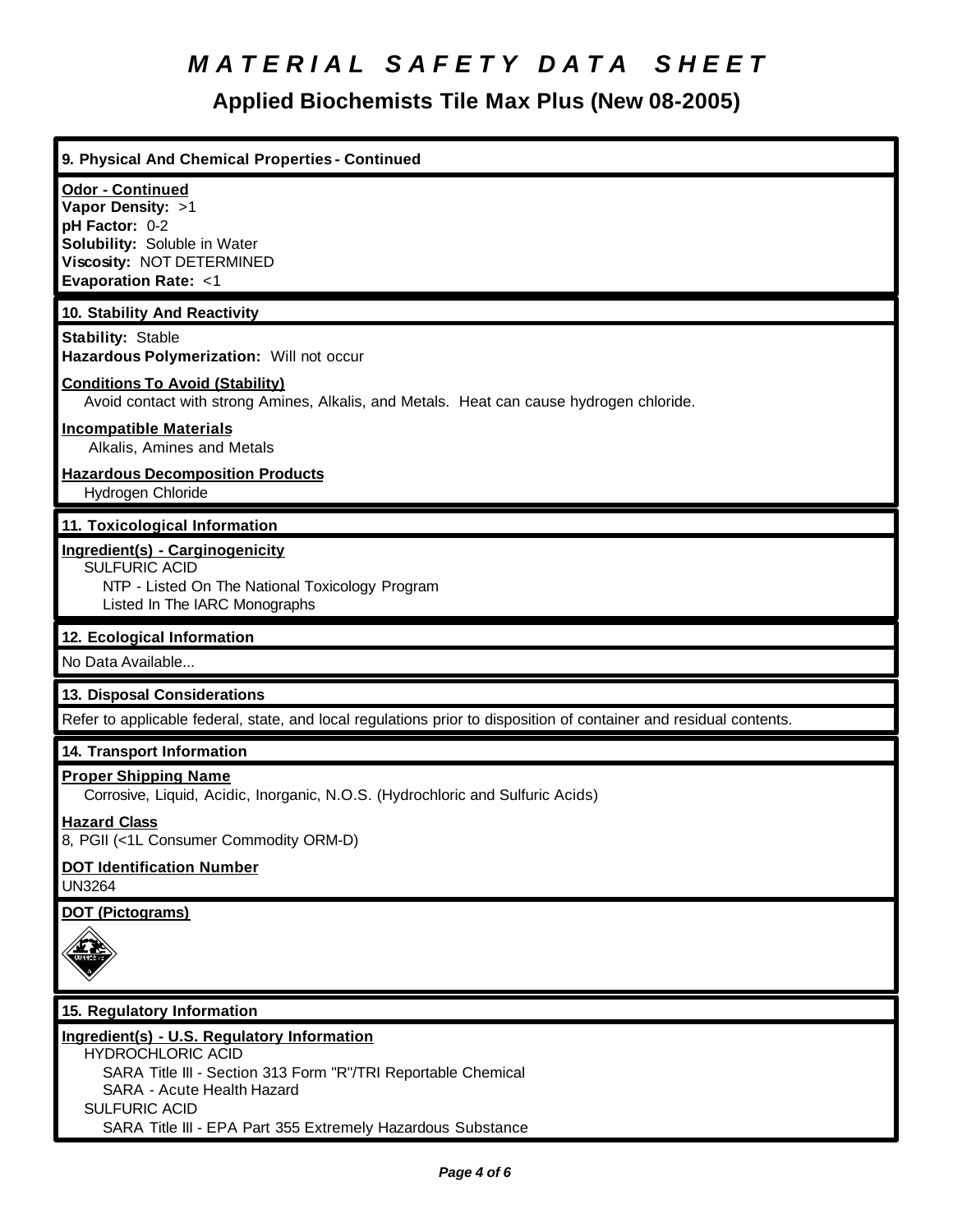# MATERIAL SAFETY DATA SHEET

## Applied Biochemists Tile Max Plus (New 08-2005)

### 9. Physical And Chemical Properties - Continued

**Odor - Continued**
**Vapor Density:** >1
**pH Factor:** 0-2
**Solubility:** Soluble in Water
**Viscosity:** NOT DETERMINED
**Evaporation Rate:** <1

### 10. Stability And Reactivity

**Stability:** Stable
**Hazardous Polymerization:** Will not occur

**Conditions To Avoid (Stability)**
Avoid contact with strong Amines, Alkalis, and Metals. Heat can cause hydrogen chloride.

**Incompatible Materials**
Alkalis, Amines and Metals

**Hazardous Decomposition Products**
Hydrogen Chloride

### 11. Toxicological Information

**Ingredient(s) - Carginogenicity**
SULFURIC ACID
NTP - Listed On The National Toxicology Program
Listed In The IARC Monographs

### 12. Ecological Information

No Data Available...

### 13. Disposal Considerations

Refer to applicable federal, state, and local regulations prior to disposition of container and residual contents.

### 14. Transport Information

**Proper Shipping Name**
Corrosive, Liquid, Acidic, Inorganic, N.O.S. (Hydrochloric and Sulfuric Acids)

**Hazard Class**
8, PGII (<1L Consumer Commodity ORM-D)

**DOT Identification Number**
UN3264

**DOT (Pictograms)**

### 15. Regulatory Information

**Ingredient(s) - U.S. Regulatory Information**
HYDROCHLORIC ACID
SARA Title III - Section 313 Form "R"/TRI Reportable Chemical
SARA - Acute Health Hazard
SULFURIC ACID
SARA Title III - EPA Part 355 Extremely Hazardous Substance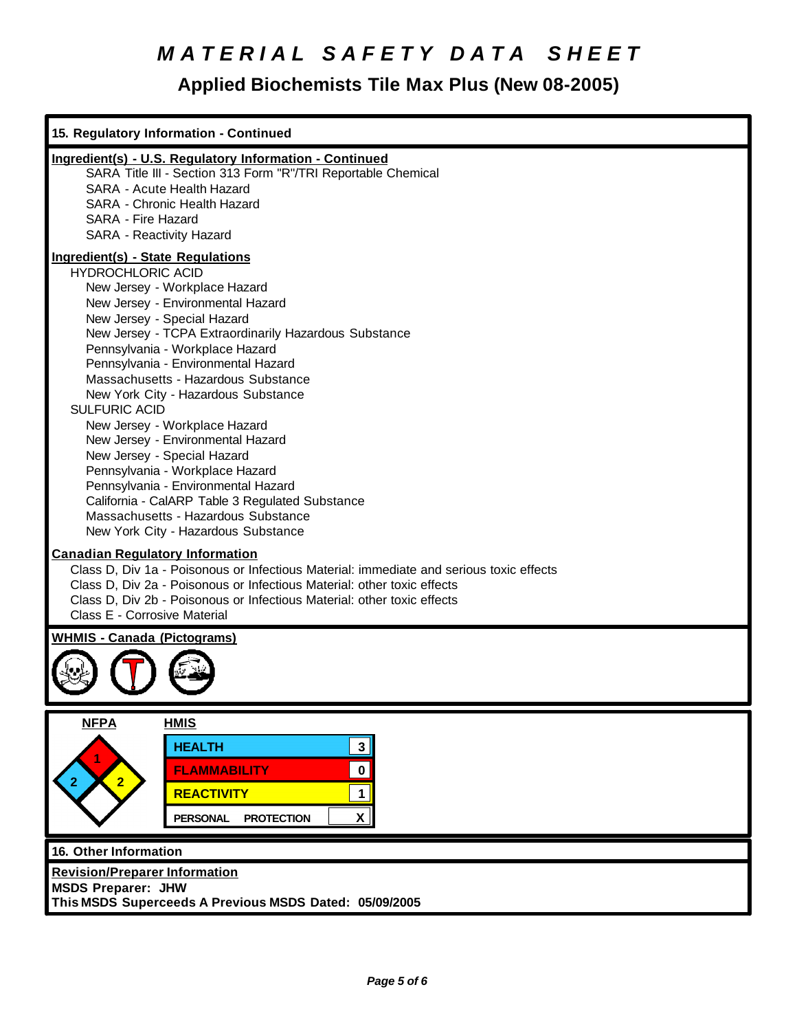# MATERIAL SAFETY DATA SHEET

## Applied Biochemists Tile Max Plus (New 08-2005)

### 15. Regulatory Information - Continued

**Ingredient(s) - U.S. Regulatory Information - Continued**

- SARA Title III - Section 313 Form "R"/TRI Reportable Chemical
- SARA - Acute Health Hazard
- SARA - Chronic Health Hazard
- SARA - Fire Hazard
- SARA - Reactivity Hazard

**Ingredient(s) - State Regulations**

HYDROCHLORIC ACID
- New Jersey - Workplace Hazard
- New Jersey - Environmental Hazard
- New Jersey - Special Hazard
- New Jersey - TCPA Extraordinarily Hazardous Substance
- Pennsylvania - Workplace Hazard
- Pennsylvania - Environmental Hazard
- Massachusetts - Hazardous Substance
- New York City - Hazardous Substance

SULFURIC ACID
- New Jersey - Workplace Hazard
- New Jersey - Environmental Hazard
- New Jersey - Special Hazard
- Pennsylvania - Workplace Hazard
- Pennsylvania - Environmental Hazard
- California - CalARP Table 3 Regulated Substance
- Massachusetts - Hazardous Substance
- New York City - Hazardous Substance

**Canadian Regulatory Information**

- Class D, Div 1a - Poisonous or Infectious Material: immediate and serious toxic effects
- Class D, Div 2a - Poisonous or Infectious Material: other toxic effects
- Class D, Div 2b - Poisonous or Infectious Material: other toxic effects
- Class E - Corrosive Material

**WHMIS - Canada (Pictograms)**

**NFPA**

Flammability (red): 1; Health (blue): 2; Reactivity (yellow): 2

**HMIS**

| HMIS | |
|---|---|
| HEALTH | 3 |
| FLAMMABILITY | 0 |
| REACTIVITY | 1 |
| PERSONAL PROTECTION | X |

### 16. Other Information

**Revision/Preparer Information**

**MSDS Preparer: JHW**

**This MSDS Superceeds A Previous MSDS Dated: 05/09/2005**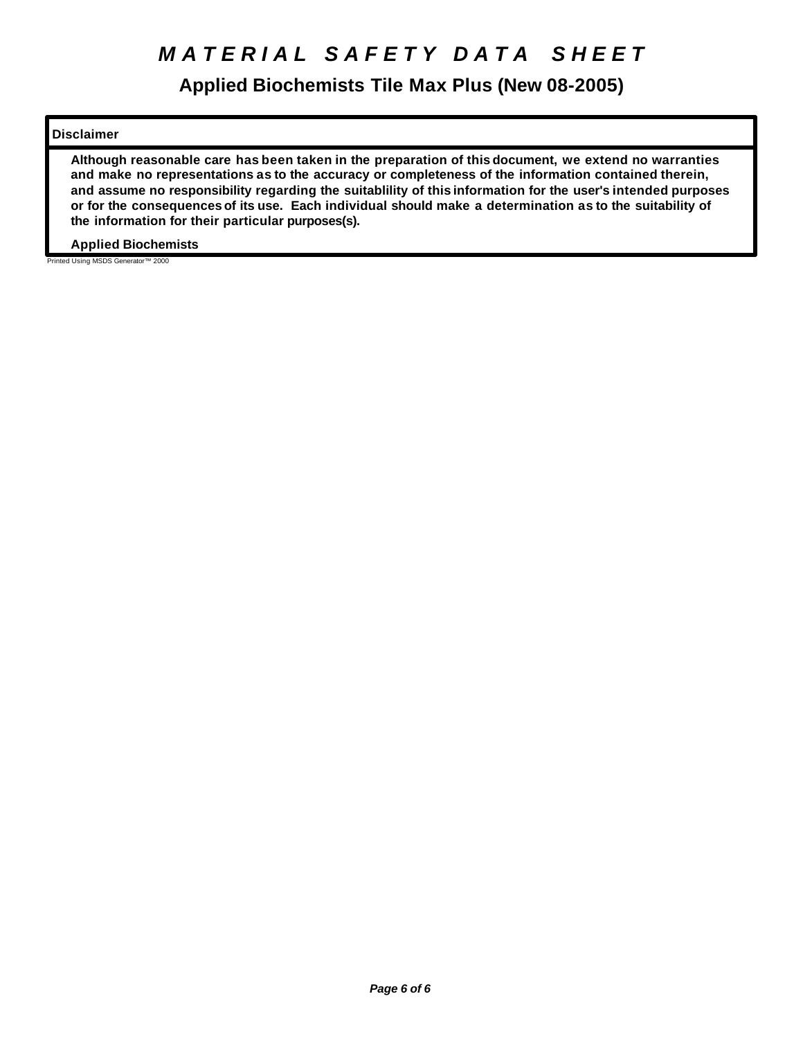## Disclaimer

Although reasonable care has been taken in the preparation of this document, we extend no warranties and make no representations as to the accuracy or completeness of the information contained therein, and assume no responsibility regarding the suitablility of this information for the user's intended purposes or for the consequences of its use. Each individual should make a determination as to the suitability of the information for their particular purposes(s).

Applied Biochemists

Printed Using MSDS Generator™ 2000